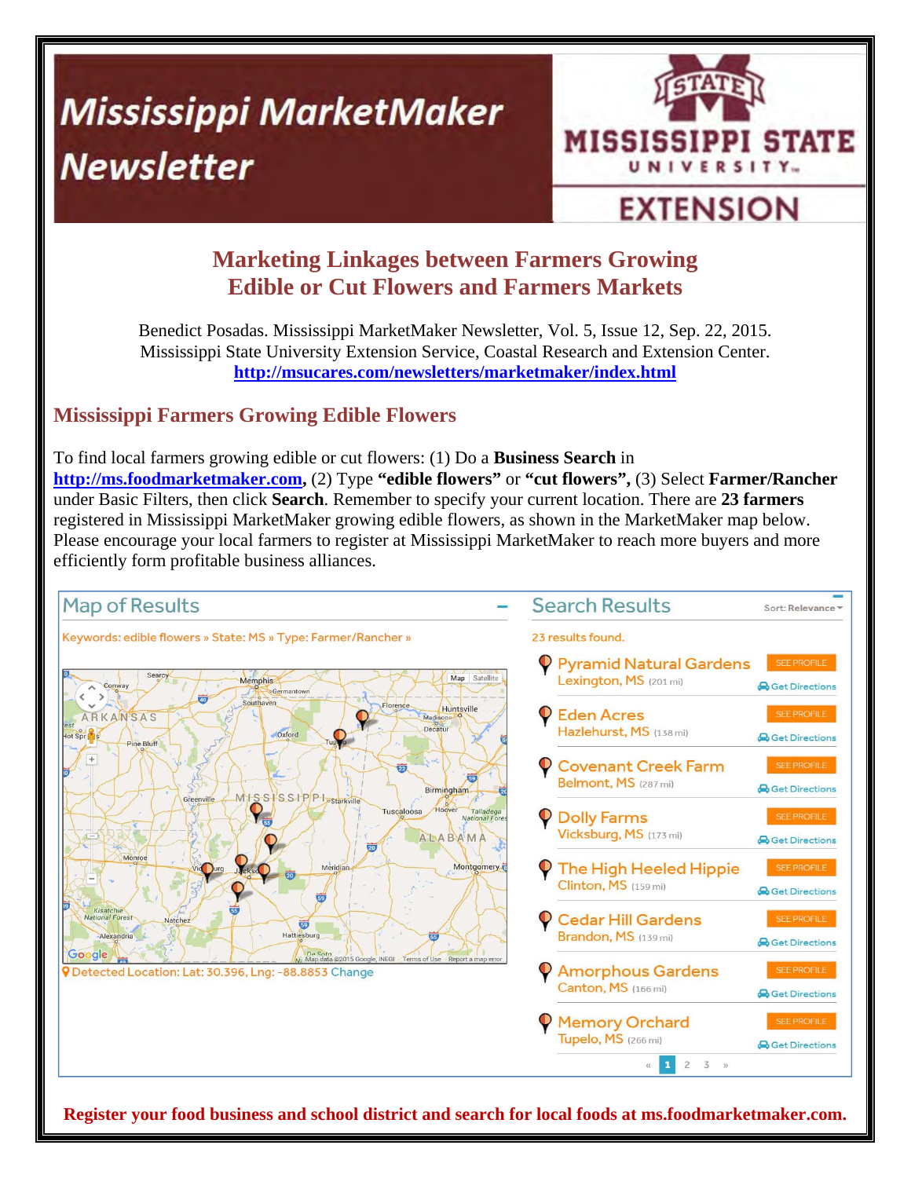# Mississippi MarketMaker Newsletter

MISSISSIPPI STATE UNIVERSITY EXTENSION

## Marketing Linkages between Farmers Growing Edible or Cut Flowers and Farmers Markets

Benedict Posadas. Mississippi MarketMaker Newsletter, Vol. 5, Issue 12, Sep. 22, 2015.
Mississippi State University Extension Service, Coastal Research and Extension Center.
**http://msucares.com/newsletters/marketmaker/index.html**

## Mississippi Farmers Growing Edible Flowers

To find local farmers growing edible or cut flowers: (1) Do a **Business Search** in **http://ms.foodmarketmaker.com,** (2) Type **"edible flowers"** or **"cut flowers",** (3) Select **Farmer/Rancher** under Basic Filters, then click **Search**. Remember to specify your current location. There are **23 farmers** registered in Mississippi MarketMaker growing edible flowers, as shown in the MarketMaker map below. Please encourage your local farmers to register at Mississippi MarketMaker to reach more buyers and more efficiently form profitable business alliances.

**Map of Results**

Keywords: edible flowers » State: MS » Type: Farmer/Rancher »

Detected Location: Lat: 30.396, Lng: -88.8853 Change

**Search Results**

23 results found.

| Farm | Location |
| --- | --- |
| Pyramid Natural Gardens | Lexington, MS (201 mi) |
| Eden Acres | Hazlehurst, MS (138 mi) |
| Covenant Creek Farm | Belmont, MS (287 mi) |
| Dolly Farms | Vicksburg, MS (173 mi) |
| The High Heeled Hippie | Clinton, MS (159 mi) |
| Cedar Hill Gardens | Brandon, MS (139 mi) |
| Amorphous Gardens | Canton, MS (166 mi) |
| Memory Orchard | Tupelo, MS (266 mi) |

**Register your food business and school district and search for local foods at ms.foodmarketmaker.com.**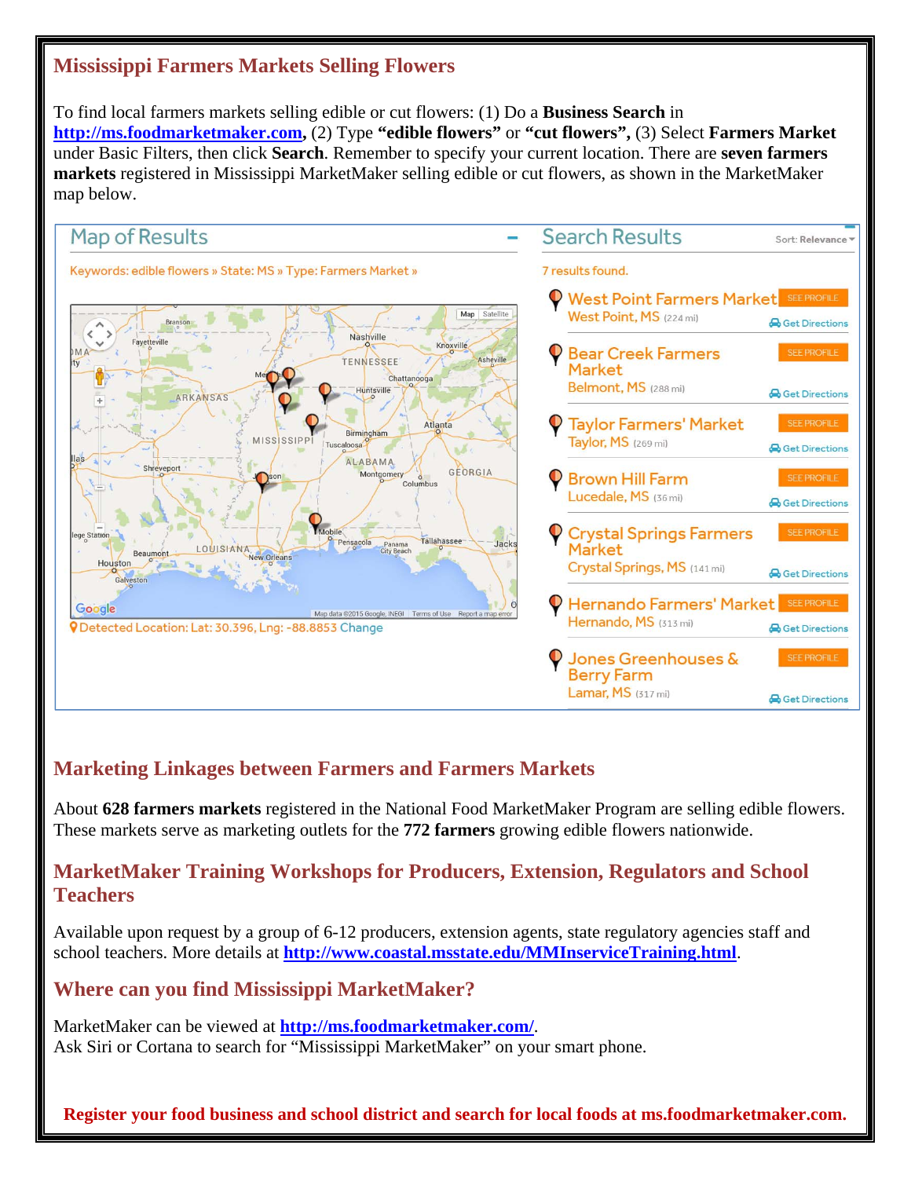## Mississippi Farmers Markets Selling Flowers

To find local farmers markets selling edible or cut flowers: (1) Do a **Business Search** in **http://ms.foodmarketmaker.com**, (2) Type **"edible flowers"** or **"cut flowers"**, (3) Select **Farmers Market** under Basic Filters, then click **Search**. Remember to specify your current location. There are **seven farmers markets** registered in Mississippi MarketMaker selling edible or cut flowers, as shown in the MarketMaker map below.

Map of Results

Keywords: edible flowers » State: MS » Type: Farmers Market »

Detected Location: Lat: 30.396, Lng: -88.8853 Change

Search Results

Sort: Relevance

7 results found.

- **West Point Farmers Market** — West Point, MS (224 mi) — SEE PROFILE — Get Directions
- **Bear Creek Farmers Market** — Belmont, MS (288 mi) — SEE PROFILE — Get Directions
- **Taylor Farmers' Market** — Taylor, MS (269 mi) — SEE PROFILE — Get Directions
- **Brown Hill Farm** — Lucedale, MS (36 mi) — SEE PROFILE — Get Directions
- **Crystal Springs Farmers Market** — Crystal Springs, MS (141 mi) — SEE PROFILE — Get Directions
- **Hernando Farmers' Market** — Hernando, MS (313 mi) — SEE PROFILE — Get Directions
- **Jones Greenhouses & Berry Farm** — Lamar, MS (317 mi) — SEE PROFILE — Get Directions

## Marketing Linkages between Farmers and Farmers Markets

About **628 farmers markets** registered in the National Food MarketMaker Program are selling edible flowers. These markets serve as marketing outlets for the **772 farmers** growing edible flowers nationwide.

## MarketMaker Training Workshops for Producers, Extension, Regulators and School Teachers

Available upon request by a group of 6-12 producers, extension agents, state regulatory agencies staff and school teachers. More details at **http://www.coastal.msstate.edu/MMInserviceTraining.html**.

## Where can you find Mississippi MarketMaker?

MarketMaker can be viewed at **http://ms.foodmarketmaker.com/**.
Ask Siri or Cortana to search for "Mississippi MarketMaker" on your smart phone.

**Register your food business and school district and search for local foods at ms.foodmarketmaker.com.**